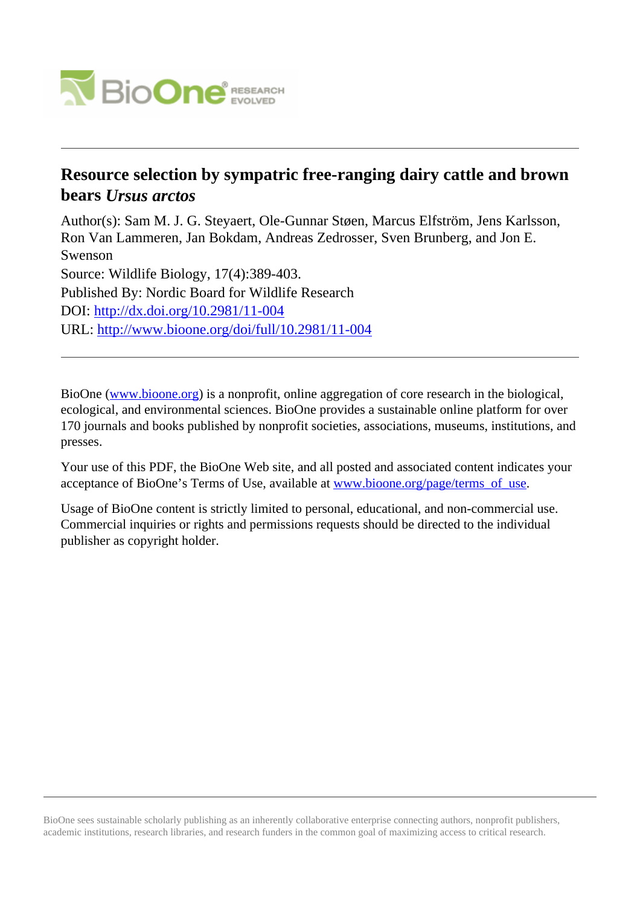# Resource selection by sympatric free-ranging dairy cattle and brown bears *Ursus arctos*

Author(s): Sam M. J. G. Steyaert, Ole-Gunnar Støen, Marcus Elfström, Jens Karlsson, Ron Van Lammeren, Jan Bokdam, Andreas Zedrosser, Sven Brunberg, and Jon E. Swenson

Source: Wildlife Biology, 17(4):389-403.

Published By: Nordic Board for Wildlife Research

DOI: http://dx.doi.org/10.2981/11-004

URL: http://www.bioone.org/doi/full/10.2981/11-004

---

BioOne (www.bioone.org) is a nonprofit, online aggregation of core research in the biological, ecological, and environmental sciences. BioOne provides a sustainable online platform for over 170 journals and books published by nonprofit societies, associations, museums, institutions, and presses.

Your use of this PDF, the BioOne Web site, and all posted and associated content indicates your acceptance of BioOne's Terms of Use, available at www.bioone.org/page/terms_of_use.

Usage of BioOne content is strictly limited to personal, educational, and non-commercial use. Commercial inquiries or rights and permissions requests should be directed to the individual publisher as copyright holder.

---

BioOne sees sustainable scholarly publishing as an inherently collaborative enterprise connecting authors, nonprofit publishers, academic institutions, research libraries, and research funders in the common goal of maximizing access to critical research.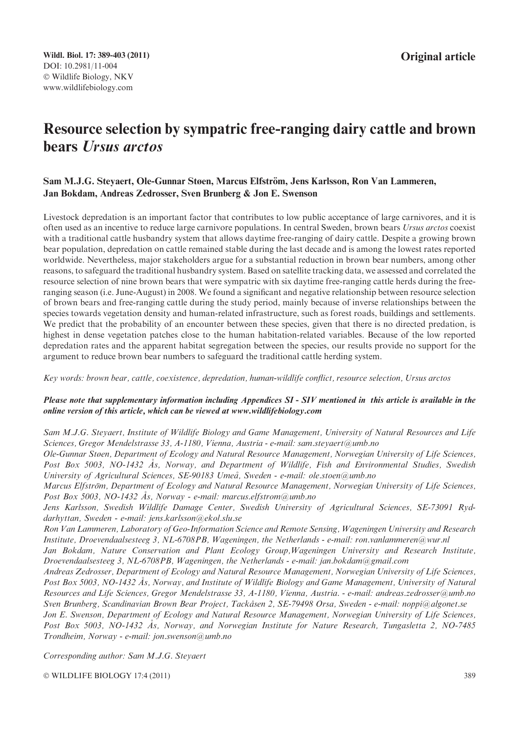Original article

# Resource selection by sympatric free-ranging dairy cattle and brown bears *Ursus arctos*

**Sam M.J.G. Steyaert, Ole-Gunnar Støen, Marcus Elfström, Jens Karlsson, Ron Van Lammeren, Jan Bokdam, Andreas Zedrosser, Sven Brunberg & Jon E. Swenson**

Livestock depredation is an important factor that contributes to low public acceptance of large carnivores, and it is often used as an incentive to reduce large carnivore populations. In central Sweden, brown bears *Ursus arctos* coexist with a traditional cattle husbandry system that allows daytime free-ranging of dairy cattle. Despite a growing brown bear population, depredation on cattle remained stable during the last decade and is among the lowest rates reported worldwide. Nevertheless, major stakeholders argue for a substantial reduction in brown bear numbers, among other reasons, to safeguard the traditional husbandry system. Based on satellite tracking data, we assessed and correlated the resource selection of nine brown bears that were sympatric with six daytime free-ranging cattle herds during the free-ranging season (i.e. June-August) in 2008. We found a significant and negative relationship between resource selection of brown bears and free-ranging cattle during the study period, mainly because of inverse relationships between the species towards vegetation density and human-related infrastructure, such as forest roads, buildings and settlements. We predict that the probability of an encounter between these species, given that there is no directed predation, is highest in dense vegetation patches close to the human habitation-related variables. Because of the low reported depredation rates and the apparent habitat segregation between the species, our results provide no support for the argument to reduce brown bear numbers to safeguard the traditional cattle herding system.

*Key words: brown bear, cattle, coexistence, depredation, human-wildlife conflict, resource selection, Ursus arctos*

***Please note that supplementary information including Appendices SI - SIV mentioned in this article is available in the online version of this article, which can be viewed at www.wildlifebiology.com***

*Sam M.J.G. Steyaert, Institute of Wildlife Biology and Game Management, University of Natural Resources and Life Sciences, Gregor Mendelstrasse 33, A-1180, Vienna, Austria - e-mail: sam.steyaert@umb.no*
*Ole-Gunnar Støen, Department of Ecology and Natural Resource Management, Norwegian University of Life Sciences, Post Box 5003, NO-1432 Ås, Norway, and Department of Wildlife, Fish and Environmental Studies, Swedish University of Agricultural Sciences, SE-90183 Umeå, Sweden - e-mail: ole.stoen@umb.no*
*Marcus Elfström, Department of Ecology and Natural Resource Management, Norwegian University of Life Sciences, Post Box 5003, NO-1432 Ås, Norway - e-mail: marcus.elfstrom@umb.no*
*Jens Karlsson, Swedish Wildlife Damage Center, Swedish University of Agricultural Sciences, SE-73091 Ryddarhyttan, Sweden - e-mail: jens.karlsson@ekol.slu.se*
*Ron Van Lammeren, Laboratory of Geo-Information Science and Remote Sensing, Wageningen University and Research Institute, Droevendaalsesteeg 3, NL-6708PB, Wageningen, the Netherlands - e-mail: ron.vanlammeren@wur.nl*
*Jan Bokdam, Nature Conservation and Plant Ecology Group,Wageningen University and Research Institute, Droevendaalsesteeg 3, NL-6708PB, Wageningen, the Netherlands - e-mail: jan.bokdam@gmail.com*
*Andreas Zedrosser, Department of Ecology and Natural Resource Management, Norwegian University of Life Sciences, Post Box 5003, NO-1432 Ås, Norway, and Institute of Wildlife Biology and Game Management, University of Natural Resources and Life Sciences, Gregor Mendelstrasse 33, A-1180, Vienna, Austria. - e-mail: andreas.zedrosser@umb.no*
*Sven Brunberg, Scandinavian Brown Bear Project, Tackåsen 2, SE-79498 Orsa, Sweden - e-mail: noppi@algonet.se*
*Jon E. Swenson, Department of Ecology and Natural Resource Management, Norwegian University of Life Sciences, Post Box 5003, NO-1432 Ås, Norway, and Norwegian Institute for Nature Research, Tungasletta 2, NO-7485 Trondheim, Norway - e-mail: jon.swenson@umb.no*

*Corresponding author: Sam M.J.G. Steyaert*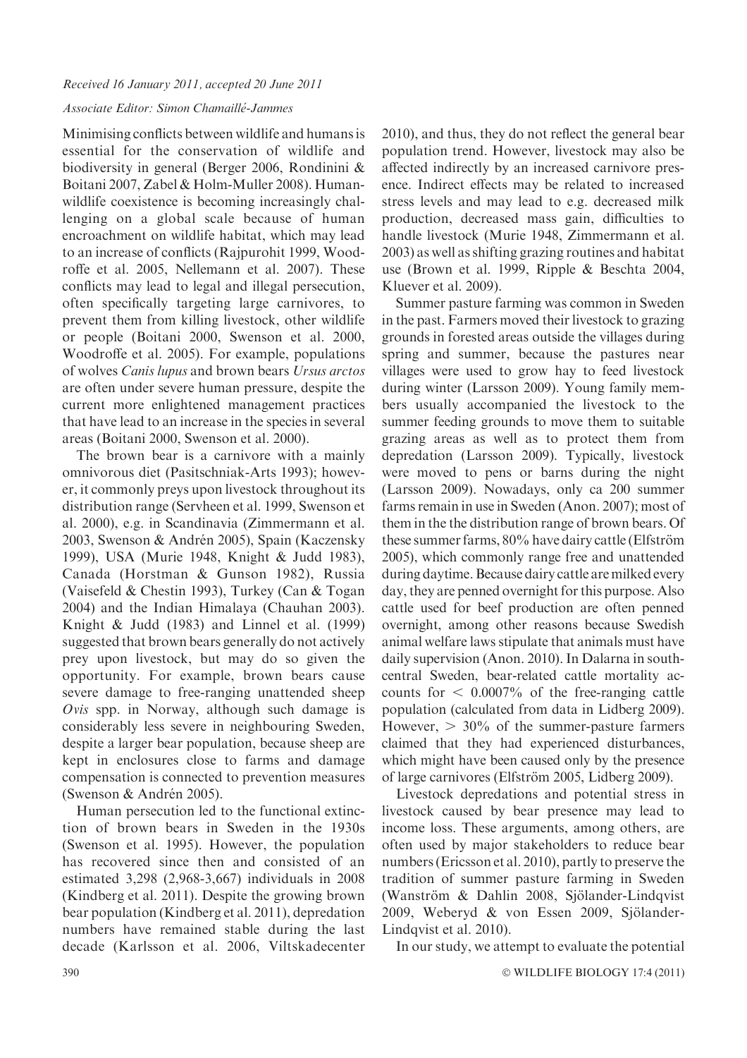*Received 16 January 2011, accepted 20 June 2011*

*Associate Editor: Simon Chamaillé-Jammes*

Minimising conflicts between wildlife and humans is essential for the conservation of wildlife and biodiversity in general (Berger 2006, Rondinini & Boitani 2007, Zabel & Holm-Muller 2008). Human-wildlife coexistence is becoming increasingly challenging on a global scale because of human encroachment on wildlife habitat, which may lead to an increase of conflicts (Rajpurohit 1999, Woodroffe et al. 2005, Nellemann et al. 2007). These conflicts may lead to legal and illegal persecution, often specifically targeting large carnivores, to prevent them from killing livestock, other wildlife or people (Boitani 2000, Swenson et al. 2000, Woodroffe et al. 2005). For example, populations of wolves *Canis lupus* and brown bears *Ursus arctos* are often under severe human pressure, despite the current more enlightened management practices that have lead to an increase in the species in several areas (Boitani 2000, Swenson et al. 2000).

The brown bear is a carnivore with a mainly omnivorous diet (Pasitschniak-Arts 1993); however, it commonly preys upon livestock throughout its distribution range (Servheen et al. 1999, Swenson et al. 2000), e.g. in Scandinavia (Zimmermann et al. 2003, Swenson & Andrén 2005), Spain (Kaczensky 1999), USA (Murie 1948, Knight & Judd 1983), Canada (Horstman & Gunson 1982), Russia (Vaisefeld & Chestin 1993), Turkey (Can & Togan 2004) and the Indian Himalaya (Chauhan 2003). Knight & Judd (1983) and Linnel et al. (1999) suggested that brown bears generally do not actively prey upon livestock, but may do so given the opportunity. For example, brown bears cause severe damage to free-ranging unattended sheep *Ovis* spp. in Norway, although such damage is considerably less severe in neighbouring Sweden, despite a larger bear population, because sheep are kept in enclosures close to farms and damage compensation is connected to prevention measures (Swenson & Andrén 2005).

Human persecution led to the functional extinction of brown bears in Sweden in the 1930s (Swenson et al. 1995). However, the population has recovered since then and consisted of an estimated 3,298 (2,968-3,667) individuals in 2008 (Kindberg et al. 2011). Despite the growing brown bear population (Kindberg et al. 2011), depredation numbers have remained stable during the last decade (Karlsson et al. 2006, Viltskadecenter 2010), and thus, they do not reflect the general bear population trend. However, livestock may also be affected indirectly by an increased carnivore presence. Indirect effects may be related to increased stress levels and may lead to e.g. decreased milk production, decreased mass gain, difficulties to handle livestock (Murie 1948, Zimmermann et al. 2003) as well as shifting grazing routines and habitat use (Brown et al. 1999, Ripple & Beschta 2004, Kluever et al. 2009).

Summer pasture farming was common in Sweden in the past. Farmers moved their livestock to grazing grounds in forested areas outside the villages during spring and summer, because the pastures near villages were used to grow hay to feed livestock during winter (Larsson 2009). Young family members usually accompanied the livestock to the summer feeding grounds to move them to suitable grazing areas as well as to protect them from depredation (Larsson 2009). Typically, livestock were moved to pens or barns during the night (Larsson 2009). Nowadays, only ca 200 summer farms remain in use in Sweden (Anon. 2007); most of them in the the distribution range of brown bears. Of these summer farms, 80% have dairy cattle (Elfström 2005), which commonly range free and unattended during daytime. Because dairy cattle are milked every day, they are penned overnight for this purpose. Also cattle used for beef production are often penned overnight, among other reasons because Swedish animal welfare laws stipulate that animals must have daily supervision (Anon. 2010). In Dalarna in south-central Sweden, bear-related cattle mortality accounts for $< 0.0007\%$ of the free-ranging cattle population (calculated from data in Lidberg 2009). However, $> 30\%$ of the summer-pasture farmers claimed that they had experienced disturbances, which might have been caused only by the presence of large carnivores (Elfström 2005, Lidberg 2009).

Livestock depredations and potential stress in livestock caused by bear presence may lead to income loss. These arguments, among others, are often used by major stakeholders to reduce bear numbers (Ericsson et al. 2010), partly to preserve the tradition of summer pasture farming in Sweden (Wanström & Dahlin 2008, Sjölander-Lindqvist 2009, Weberyd & von Essen 2009, Sjölander-Lindqvist et al. 2010).

In our study, we attempt to evaluate the potential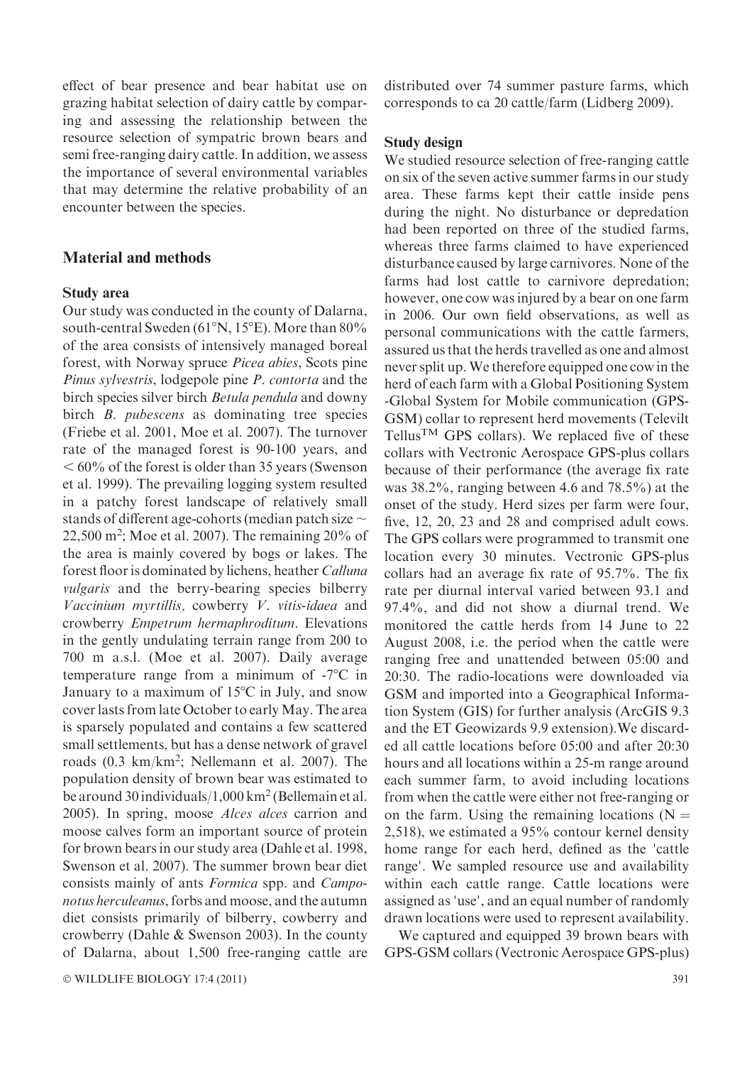effect of bear presence and bear habitat use on grazing habitat selection of dairy cattle by comparing and assessing the relationship between the resource selection of sympatric brown bears and semi free-ranging dairy cattle. In addition, we assess the importance of several environmental variables that may determine the relative probability of an encounter between the species.

## Material and methods

### Study area

Our study was conducted in the county of Dalarna, south-central Sweden (61°N, 15°E). More than 80% of the area consists of intensively managed boreal forest, with Norway spruce *Picea abies*, Scots pine *Pinus sylvestris*, lodgepole pine *P. contorta* and the birch species silver birch *Betula pendula* and downy birch *B. pubescens* as dominating tree species (Friebe et al. 2001, Moe et al. 2007). The turnover rate of the managed forest is 90-100 years, and < 60% of the forest is older than 35 years (Swenson et al. 1999). The prevailing logging system resulted in a patchy forest landscape of relatively small stands of different age-cohorts (median patch size ~ 22,500 m$^2$; Moe et al. 2007). The remaining 20% of the area is mainly covered by bogs or lakes. The forest floor is dominated by lichens, heather *Calluna vulgaris* and the berry-bearing species bilberry *Vaccinium myrtillis,* cowberry *V. vitis-idaea* and crowberry *Empetrum hermaphroditum*. Elevations in the gently undulating terrain range from 200 to 700 m a.s.l. (Moe et al. 2007). Daily average temperature range from a minimum of -7°C in January to a maximum of 15°C in July, and snow cover lasts from late October to early May. The area is sparsely populated and contains a few scattered small settlements, but has a dense network of gravel roads (0.3 km/km$^2$; Nellemann et al. 2007). The population density of brown bear was estimated to be around 30 individuals/1,000 km$^2$ (Bellemain et al. 2005). In spring, moose *Alces alces* carrion and moose calves form an important source of protein for brown bears in our study area (Dahle et al. 1998, Swenson et al. 2007). The summer brown bear diet consists mainly of ants *Formica* spp. and *Camponotus herculeanus*, forbs and moose, and the autumn diet consists primarily of bilberry, cowberry and crowberry (Dahle & Swenson 2003). In the county of Dalarna, about 1,500 free-ranging cattle are distributed over 74 summer pasture farms, which corresponds to ca 20 cattle/farm (Lidberg 2009).

### Study design

We studied resource selection of free-ranging cattle on six of the seven active summer farms in our study area. These farms kept their cattle inside pens during the night. No disturbance or depredation had been reported on three of the studied farms, whereas three farms claimed to have experienced disturbance caused by large carnivores. None of the farms had lost cattle to carnivore depredation; however, one cow was injured by a bear on one farm in 2006. Our own field observations, as well as personal communications with the cattle farmers, assured us that the herds travelled as one and almost never split up. We therefore equipped one cow in the herd of each farm with a Global Positioning System -Global System for Mobile communication (GPS-GSM) collar to represent herd movements (Televilt Tellus™ GPS collars). We replaced five of these collars with Vectronic Aerospace GPS-plus collars because of their performance (the average fix rate was 38.2%, ranging between 4.6 and 78.5%) at the onset of the study. Herd sizes per farm were four, five, 12, 20, 23 and 28 and comprised adult cows. The GPS collars were programmed to transmit one location every 30 minutes. Vectronic GPS-plus collars had an average fix rate of 95.7%. The fix rate per diurnal interval varied between 93.1 and 97.4%, and did not show a diurnal trend. We monitored the cattle herds from 14 June to 22 August 2008, i.e. the period when the cattle were ranging free and unattended between 05:00 and 20:30. The radio-locations were downloaded via GSM and imported into a Geographical Information System (GIS) for further analysis (ArcGIS 9.3 and the ET Geowizards 9.9 extension).We discarded all cattle locations before 05:00 and after 20:30 hours and all locations within a 25-m range around each summer farm, to avoid including locations from when the cattle were either not free-ranging or on the farm. Using the remaining locations ($N =$ 2,518), we estimated a 95% contour kernel density home range for each herd, defined as the 'cattle range'. We sampled resource use and availability within each cattle range. Cattle locations were assigned as 'use', and an equal number of randomly drawn locations were used to represent availability.

We captured and equipped 39 brown bears with GPS-GSM collars (Vectronic Aerospace GPS-plus)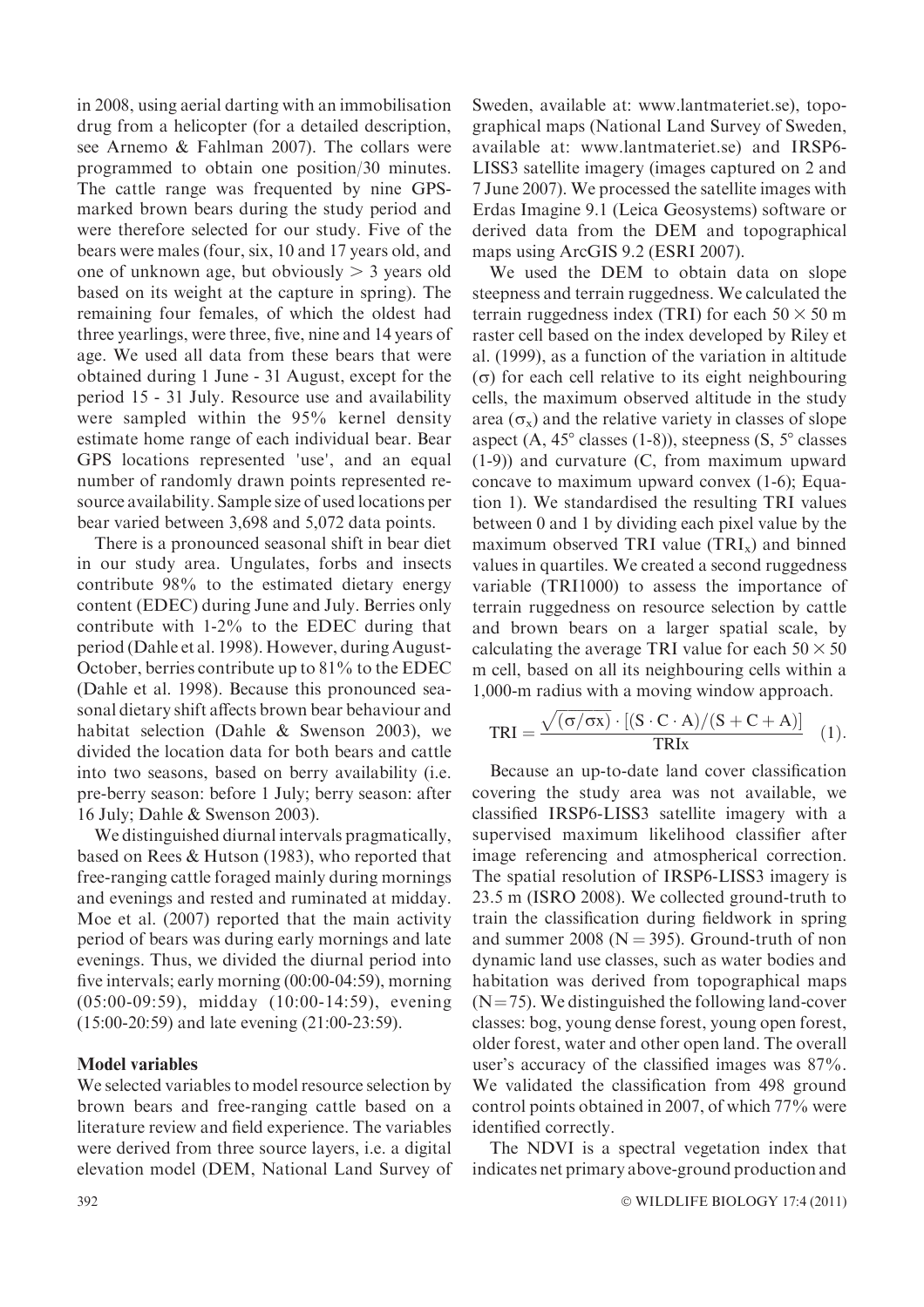in 2008, using aerial darting with an immobilisation drug from a helicopter (for a detailed description, see Arnemo & Fahlman 2007). The collars were programmed to obtain one position/30 minutes. The cattle range was frequented by nine GPS-marked brown bears during the study period and were therefore selected for our study. Five of the bears were males (four, six, 10 and 17 years old, and one of unknown age, but obviously > 3 years old based on its weight at the capture in spring). The remaining four females, of which the oldest had three yearlings, were three, five, nine and 14 years of age. We used all data from these bears that were obtained during 1 June - 31 August, except for the period 15 - 31 July. Resource use and availability were sampled within the 95% kernel density estimate home range of each individual bear. Bear GPS locations represented 'use', and an equal number of randomly drawn points represented resource availability. Sample size of used locations per bear varied between 3,698 and 5,072 data points.

There is a pronounced seasonal shift in bear diet in our study area. Ungulates, forbs and insects contribute 98% to the estimated dietary energy content (EDEC) during June and July. Berries only contribute with 1-2% to the EDEC during that period (Dahle et al. 1998). However, during August-October, berries contribute up to 81% to the EDEC (Dahle et al. 1998). Because this pronounced seasonal dietary shift affects brown bear behaviour and habitat selection (Dahle & Swenson 2003), we divided the location data for both bears and cattle into two seasons, based on berry availability (i.e. pre-berry season: before 1 July; berry season: after 16 July; Dahle & Swenson 2003).

We distinguished diurnal intervals pragmatically, based on Rees & Hutson (1983), who reported that free-ranging cattle foraged mainly during mornings and evenings and rested and ruminated at midday. Moe et al. (2007) reported that the main activity period of bears was during early mornings and late evenings. Thus, we divided the diurnal period into five intervals; early morning (00:00-04:59), morning (05:00-09:59), midday (10:00-14:59), evening (15:00-20:59) and late evening (21:00-23:59).

### Model variables

We selected variables to model resource selection by brown bears and free-ranging cattle based on a literature review and field experience. The variables were derived from three source layers, i.e. a digital elevation model (DEM, National Land Survey of Sweden, available at: www.lantmateriet.se), topographical maps (National Land Survey of Sweden, available at: www.lantmateriet.se) and IRSP6-LISS3 satellite imagery (images captured on 2 and 7 June 2007). We processed the satellite images with Erdas Imagine 9.1 (Leica Geosystems) software or derived data from the DEM and topographical maps using ArcGIS 9.2 (ESRI 2007).

We used the DEM to obtain data on slope steepness and terrain ruggedness. We calculated the terrain ruggedness index (TRI) for each $50 \times 50$ m raster cell based on the index developed by Riley et al. (1999), as a function of the variation in altitude ($\sigma$) for each cell relative to its eight neighbouring cells, the maximum observed altitude in the study area ($\sigma_x$) and the relative variety in classes of slope aspect (A, 45° classes (1-8)), steepness (S, 5° classes (1-9)) and curvature (C, from maximum upward concave to maximum upward convex (1-6); Equation 1). We standardised the resulting TRI values between 0 and 1 by dividing each pixel value by the maximum observed TRI value ($TRI_x$) and binned values in quartiles. We created a second ruggedness variable (TRI1000) to assess the importance of terrain ruggedness on resource selection by cattle and brown bears on a larger spatial scale, by calculating the average TRI value for each $50 \times 50$ m cell, based on all its neighbouring cells within a 1,000-m radius with a moving window approach.

$$\mathrm{TRI} = \frac{\sqrt{(\sigma/\sigma x)} \cdot [(S \cdot C \cdot A)/(S + C + A)]}{\mathrm{TRIx}} \quad (1).$$

Because an up-to-date land cover classification covering the study area was not available, we classified IRSP6-LISS3 satellite imagery with a supervised maximum likelihood classifier after image referencing and atmospherical correction. The spatial resolution of IRSP6-LISS3 imagery is 23.5 m (ISRO 2008). We collected ground-truth to train the classification during fieldwork in spring and summer 2008 (N = 395). Ground-truth of non dynamic land use classes, such as water bodies and habitation was derived from topographical maps (N = 75). We distinguished the following land-cover classes: bog, young dense forest, young open forest, older forest, water and other open land. The overall user's accuracy of the classified images was 87%. We validated the classification from 498 ground control points obtained in 2007, of which 77% were identified correctly.

The NDVI is a spectral vegetation index that indicates net primary above-ground production and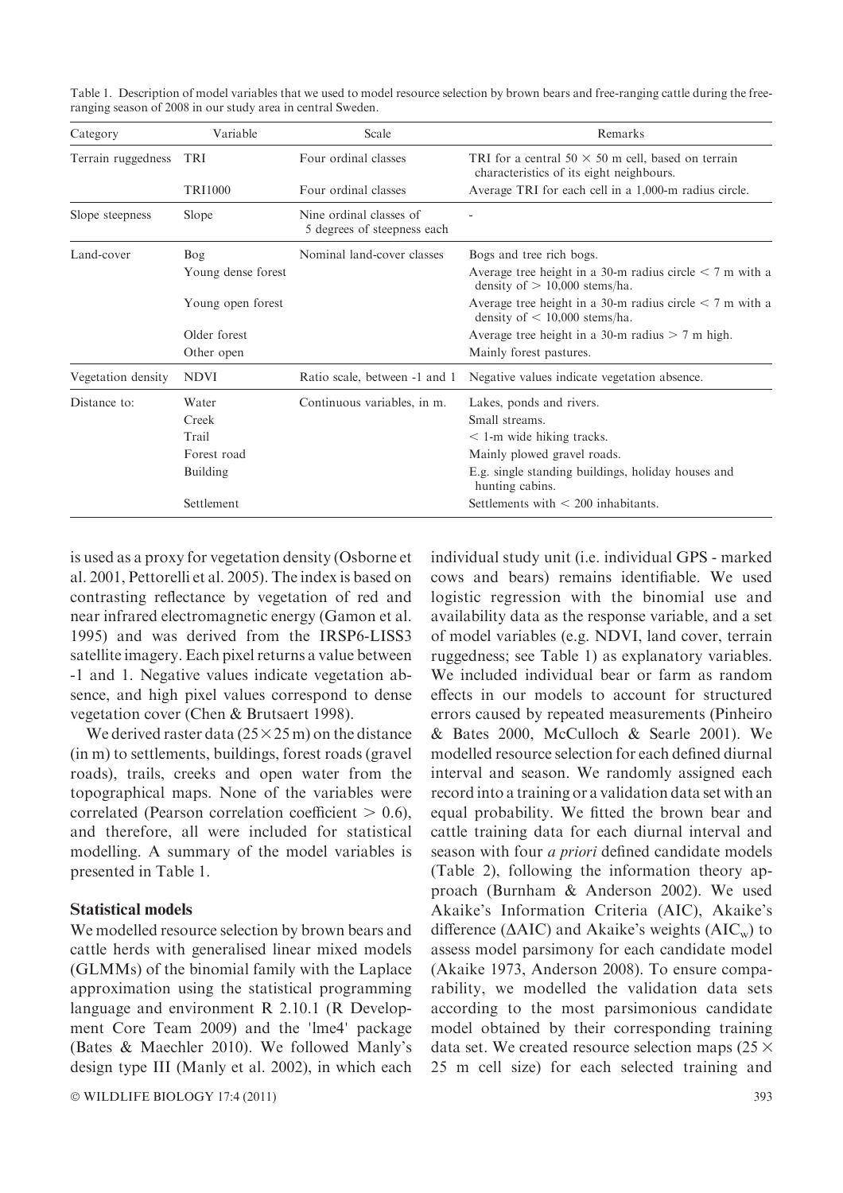Table 1. Description of model variables that we used to model resource selection by brown bears and free-ranging cattle during the free-ranging season of 2008 in our study area in central Sweden.

| Category | Variable | Scale | Remarks |
|---|---|---|---|
| Terrain ruggedness | TRI | Four ordinal classes | TRI for a central 50 × 50 m cell, based on terrain characteristics of its eight neighbours. |
| | TRI1000 | Four ordinal classes | Average TRI for each cell in a 1,000-m radius circle. |
| Slope steepness | Slope | Nine ordinal classes of 5 degrees of steepness each | - |
| Land-cover | Bog | Nominal land-cover classes | Bogs and tree rich bogs. |
| | Young dense forest | | Average tree height in a 30-m radius circle < 7 m with a density of > 10,000 stems/ha. |
| | Young open forest | | Average tree height in a 30-m radius circle < 7 m with a density of < 10,000 stems/ha. |
| | Older forest | | Average tree height in a 30-m radius > 7 m high. |
| | Other open | | Mainly forest pastures. |
| Vegetation density | NDVI | Ratio scale, between -1 and 1 | Negative values indicate vegetation absence. |
| Distance to: | Water | Continuous variables, in m. | Lakes, ponds and rivers. |
| | Creek | | Small streams. |
| | Trail | | < 1-m wide hiking tracks. |
| | Forest road | | Mainly plowed gravel roads. |
| | Building | | E.g. single standing buildings, holiday houses and hunting cabins. |
| | Settlement | | Settlements with < 200 inhabitants. |

is used as a proxy for vegetation density (Osborne et al. 2001, Pettorelli et al. 2005). The index is based on contrasting reflectance by vegetation of red and near infrared electromagnetic energy (Gamon et al. 1995) and was derived from the IRSP6-LISS3 satellite imagery. Each pixel returns a value between -1 and 1. Negative values indicate vegetation absence, and high pixel values correspond to dense vegetation cover (Chen & Brutsaert 1998).

We derived raster data (25×25 m) on the distance (in m) to settlements, buildings, forest roads (gravel roads), trails, creeks and open water from the topographical maps. None of the variables were correlated (Pearson correlation coefficient > 0.6), and therefore, all were included for statistical modelling. A summary of the model variables is presented in Table 1.

### Statistical models

We modelled resource selection by brown bears and cattle herds with generalised linear mixed models (GLMMs) of the binomial family with the Laplace approximation using the statistical programming language and environment R 2.10.1 (R Development Core Team 2009) and the 'lme4' package (Bates & Maechler 2010). We followed Manly's design type III (Manly et al. 2002), in which each individual study unit (i.e. individual GPS - marked cows and bears) remains identifiable. We used logistic regression with the binomial use and availability data as the response variable, and a set of model variables (e.g. NDVI, land cover, terrain ruggedness; see Table 1) as explanatory variables. We included individual bear or farm as random effects in our models to account for structured errors caused by repeated measurements (Pinheiro & Bates 2000, McCulloch & Searle 2001). We modelled resource selection for each defined diurnal interval and season. We randomly assigned each record into a training or a validation data set with an equal probability. We fitted the brown bear and cattle training data for each diurnal interval and season with four *a priori* defined candidate models (Table 2), following the information theory approach (Burnham & Anderson 2002). We used Akaike's Information Criteria (AIC), Akaike's difference ($\Delta$AIC) and Akaike's weights ($AIC_w$) to assess model parsimony for each candidate model (Akaike 1973, Anderson 2008). To ensure comparability, we modelled the validation data sets according to the most parsimonious candidate model obtained by their corresponding training data set. We created resource selection maps (25 × 25 m cell size) for each selected training and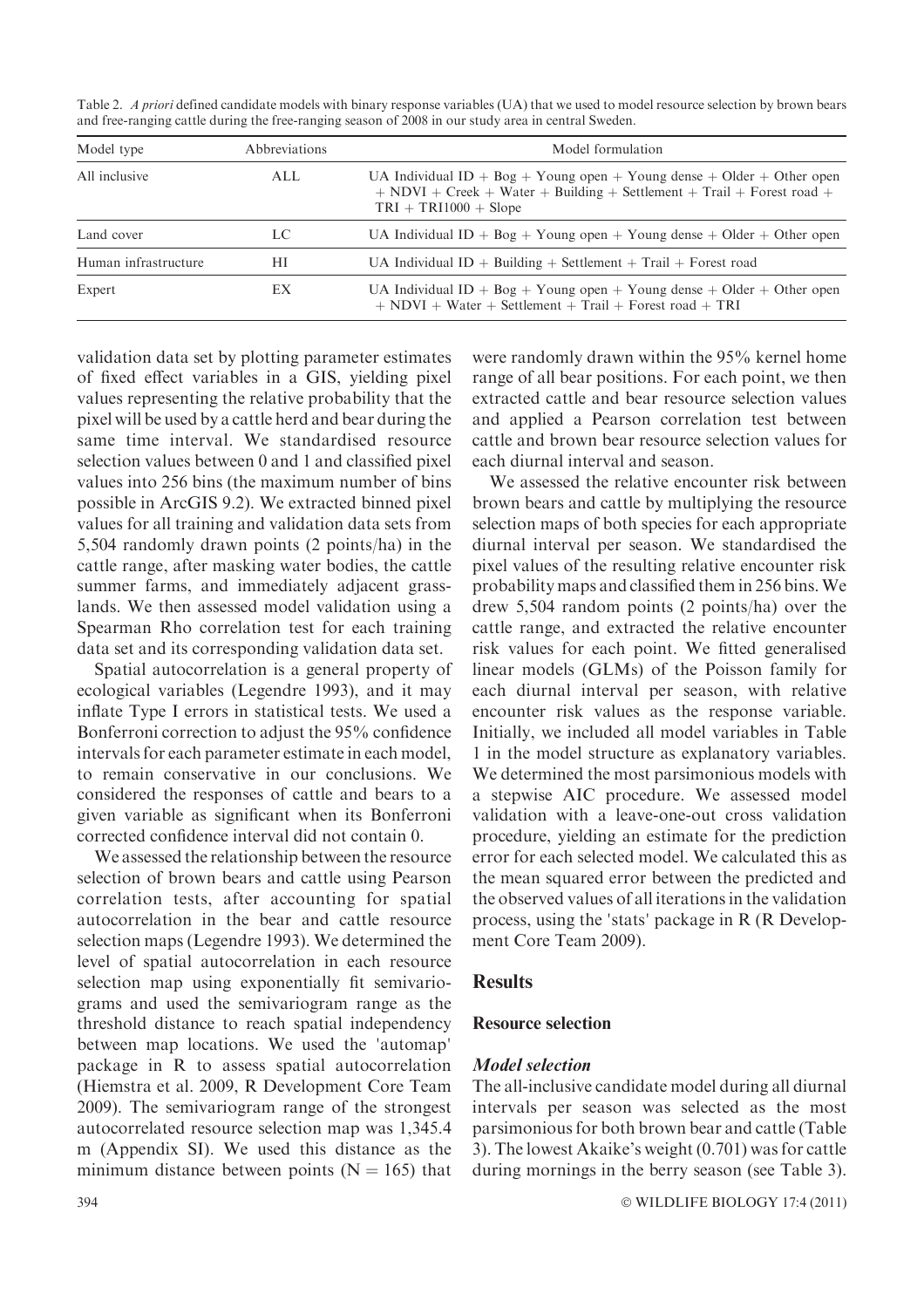Table 2. *A priori* defined candidate models with binary response variables (UA) that we used to model resource selection by brown bears and free-ranging cattle during the free-ranging season of 2008 in our study area in central Sweden.

| Model type | Abbreviations | Model formulation |
|---|---|---|
| All inclusive | ALL | UA Individual ID + Bog + Young open + Young dense + Older + Other open + NDVI + Creek + Water + Building + Settlement + Trail + Forest road + TRI + TRI1000 + Slope |
| Land cover | LC | UA Individual ID + Bog + Young open + Young dense + Older + Other open |
| Human infrastructure | HI | UA Individual ID + Building + Settlement + Trail + Forest road |
| Expert | EX | UA Individual ID + Bog + Young open + Young dense + Older + Other open + NDVI + Water + Settlement + Trail + Forest road + TRI |

validation data set by plotting parameter estimates of fixed effect variables in a GIS, yielding pixel values representing the relative probability that the pixel will be used by a cattle herd and bear during the same time interval. We standardised resource selection values between 0 and 1 and classified pixel values into 256 bins (the maximum number of bins possible in ArcGIS 9.2). We extracted binned pixel values for all training and validation data sets from 5,504 randomly drawn points (2 points/ha) in the cattle range, after masking water bodies, the cattle summer farms, and immediately adjacent grasslands. We then assessed model validation using a Spearman Rho correlation test for each training data set and its corresponding validation data set.

Spatial autocorrelation is a general property of ecological variables (Legendre 1993), and it may inflate Type I errors in statistical tests. We used a Bonferroni correction to adjust the 95% confidence intervals for each parameter estimate in each model, to remain conservative in our conclusions. We considered the responses of cattle and bears to a given variable as significant when its Bonferroni corrected confidence interval did not contain 0.

We assessed the relationship between the resource selection of brown bears and cattle using Pearson correlation tests, after accounting for spatial autocorrelation in the bear and cattle resource selection maps (Legendre 1993). We determined the level of spatial autocorrelation in each resource selection map using exponentially fit semivariograms and used the semivariogram range as the threshold distance to reach spatial independency between map locations. We used the 'automap' package in R to assess spatial autocorrelation (Hiemstra et al. 2009, R Development Core Team 2009). The semivariogram range of the strongest autocorrelated resource selection map was 1,345.4 m (Appendix SI). We used this distance as the minimum distance between points ($N = 165$) that were randomly drawn within the 95% kernel home range of all bear positions. For each point, we then extracted cattle and bear resource selection values and applied a Pearson correlation test between cattle and brown bear resource selection values for each diurnal interval and season.

We assessed the relative encounter risk between brown bears and cattle by multiplying the resource selection maps of both species for each appropriate diurnal interval per season. We standardised the pixel values of the resulting relative encounter risk probability maps and classified them in 256 bins. We drew 5,504 random points (2 points/ha) over the cattle range, and extracted the relative encounter risk values for each point. We fitted generalised linear models (GLMs) of the Poisson family for each diurnal interval per season, with relative encounter risk values as the response variable. Initially, we included all model variables in Table 1 in the model structure as explanatory variables. We determined the most parsimonious models with a stepwise AIC procedure. We assessed model validation with a leave-one-out cross validation procedure, yielding an estimate for the prediction error for each selected model. We calculated this as the mean squared error between the predicted and the observed values of all iterations in the validation process, using the 'stats' package in R (R Development Core Team 2009).

## Results

### Resource selection

#### *Model selection*

The all-inclusive candidate model during all diurnal intervals per season was selected as the most parsimonious for both brown bear and cattle (Table 3). The lowest Akaike's weight (0.701) was for cattle during mornings in the berry season (see Table 3).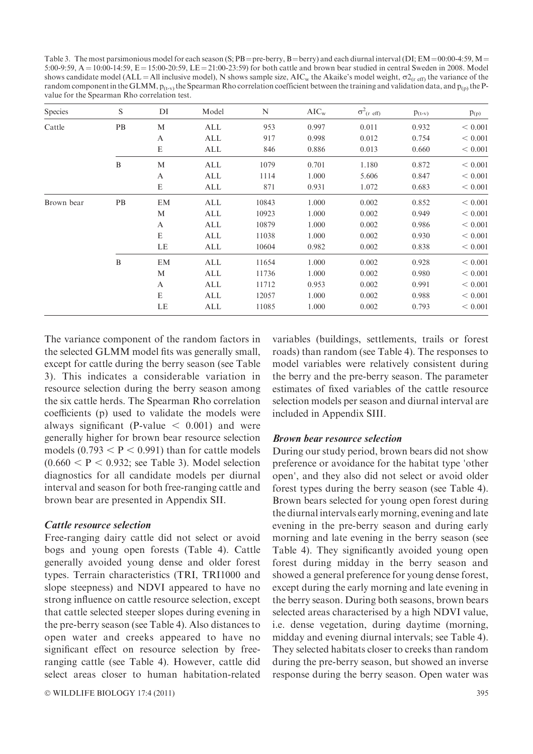Table 3. The most parsimonious model for each season (S; PB = pre-berry, B = berry) and each diurnal interval (DI; EM = 00:00-4:59, M = 5:00-9:59, A = 10:00-14:59, E = 15:00-20:59, LE = 21:00-23:59) for both cattle and brown bear studied in central Sweden in 2008. Model shows candidate model (ALL = All inclusive model), N shows sample size, $AIC_w$ the Akaike's model weight, $\sigma 2_{(r\ eff)}$ the variance of the random component in the GLMM, $p_{(t-v)}$ the Spearman Rho correlation coefficient between the training and validation data, and $p_{(p)}$ the P-value for the Spearman Rho correlation test.

| Species | S | DI | Model | N | $AIC_w$ | $\sigma^2_{(r\ eff)}$ | $p_{(t-v)}$ | $p_{(p)}$ |
|---|---|---|---|---|---|---|---|---|
| Cattle | PB | M | ALL | 953 | 0.997 | 0.011 | 0.932 | < 0.001 |
| | | A | ALL | 917 | 0.998 | 0.012 | 0.754 | < 0.001 |
| | | E | ALL | 846 | 0.886 | 0.013 | 0.660 | < 0.001 |
| | B | M | ALL | 1079 | 0.701 | 1.180 | 0.872 | < 0.001 |
| | | A | ALL | 1114 | 1.000 | 5.606 | 0.847 | < 0.001 |
| | | E | ALL | 871 | 0.931 | 1.072 | 0.683 | < 0.001 |
| Brown bear | PB | EM | ALL | 10843 | 1.000 | 0.002 | 0.852 | < 0.001 |
| | | M | ALL | 10923 | 1.000 | 0.002 | 0.949 | < 0.001 |
| | | A | ALL | 10879 | 1.000 | 0.002 | 0.986 | < 0.001 |
| | | E | ALL | 11038 | 1.000 | 0.002 | 0.930 | < 0.001 |
| | | LE | ALL | 10604 | 0.982 | 0.002 | 0.838 | < 0.001 |
| | B | EM | ALL | 11654 | 1.000 | 0.002 | 0.928 | < 0.001 |
| | | M | ALL | 11736 | 1.000 | 0.002 | 0.980 | < 0.001 |
| | | A | ALL | 11712 | 0.953 | 0.002 | 0.991 | < 0.001 |
| | | E | ALL | 12057 | 1.000 | 0.002 | 0.988 | < 0.001 |
| | | LE | ALL | 11085 | 1.000 | 0.002 | 0.793 | < 0.001 |

The variance component of the random factors in the selected GLMM model fits was generally small, except for cattle during the berry season (see Table 3). This indicates a considerable variation in resource selection during the berry season among the six cattle herds. The Spearman Rho correlation coefficients (p) used to validate the models were always significant (P-value $< 0.001$) and were generally higher for brown bear resource selection models ($0.793 < P < 0.991$) than for cattle models ($0.660 < P < 0.932$; see Table 3). Model selection diagnostics for all candidate models per diurnal interval and season for both free-ranging cattle and brown bear are presented in Appendix SII.

### Cattle resource selection

Free-ranging dairy cattle did not select or avoid bogs and young open forests (Table 4). Cattle generally avoided young dense and older forest types. Terrain characteristics (TRI, TRI1000 and slope steepness) and NDVI appeared to have no strong influence on cattle resource selection, except that cattle selected steeper slopes during evening in the pre-berry season (see Table 4). Also distances to open water and creeks appeared to have no significant effect on resource selection by free-ranging cattle (see Table 4). However, cattle did select areas closer to human habitation-related variables (buildings, settlements, trails or forest roads) than random (see Table 4). The responses to model variables were relatively consistent during the berry and the pre-berry season. The parameter estimates of fixed variables of the cattle resource selection models per season and diurnal interval are included in Appendix SIII.

### Brown bear resource selection

During our study period, brown bears did not show preference or avoidance for the habitat type 'other open', and they also did not select or avoid older forest types during the berry season (see Table 4). Brown bears selected for young open forest during the diurnal intervals early morning, evening and late evening in the pre-berry season and during early morning and late evening in the berry season (see Table 4). They significantly avoided young open forest during midday in the berry season and showed a general preference for young dense forest, except during the early morning and late evening in the berry season. During both seasons, brown bears selected areas characterised by a high NDVI value, i.e. dense vegetation, during daytime (morning, midday and evening diurnal intervals; see Table 4). They selected habitats closer to creeks than random during the pre-berry season, but showed an inverse response during the berry season. Open water was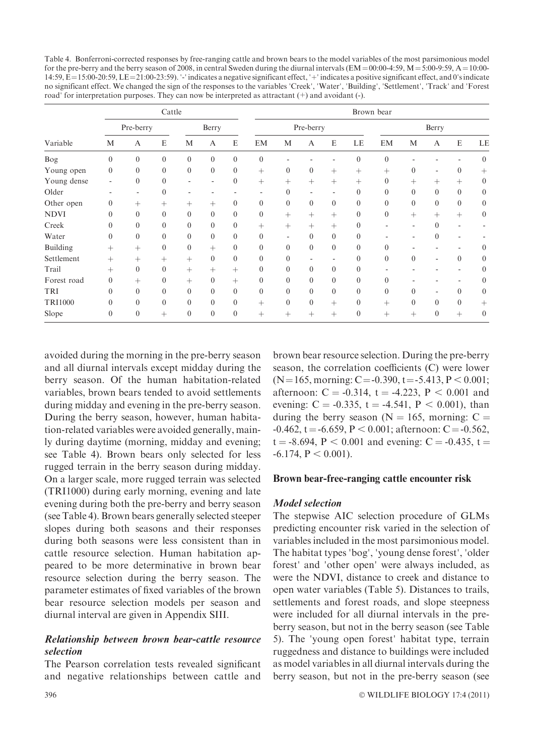Table 4. Bonferroni-corrected responses by free-ranging cattle and brown bears to the model variables of the most parsimonious model for the pre-berry and the berry season of 2008, in central Sweden during the diurnal intervals (EM = 00:00-4:59, M = 5:00-9:59, A = 10:00-14:59, E = 15:00-20:59, LE = 21:00-23:59). '-' indicates a negative significant effect, '+' indicates a positive significant effect, and 0's indicate no significant effect. We changed the sign of the responses to the variables 'Creek', 'Water', 'Building', 'Settlement', 'Track' and 'Forest road' for interpretation purposes. They can now be interpreted as attractant (+) and avoidant (-).

| | Cattle | | | | | | Brown bear | | | | | | | | | |
|---|---|---|---|---|---|---|---|---|---|---|---|---|---|---|---|---|
| | Pre-berry | | | Berry | | | Pre-berry | | | | | Berry | | | | |
| Variable | M | A | E | M | A | E | EM | M | A | E | LE | EM | M | A | E | LE |
| Bog | 0 | 0 | 0 | 0 | 0 | 0 | 0 | - | - | - | 0 | 0 | - | - | - | 0 |
| Young open | 0 | 0 | 0 | 0 | 0 | 0 | + | 0 | 0 | + | + | + | 0 | - | 0 | + |
| Young dense | - | 0 | 0 | - | - | 0 | + | + | + | + | + | 0 | + | + | + | 0 |
| Older | - | - | 0 | - | - | - | - | 0 | - | - | 0 | 0 | 0 | 0 | 0 | 0 |
| Other open | 0 | + | + | + | + | 0 | 0 | 0 | 0 | 0 | 0 | 0 | 0 | 0 | 0 | 0 |
| NDVI | 0 | 0 | 0 | 0 | 0 | 0 | 0 | + | + | + | 0 | 0 | + | + | + | 0 |
| Creek | 0 | 0 | 0 | 0 | 0 | 0 | + | + | + | + | 0 | - | - | 0 | - | - |
| Water | 0 | 0 | 0 | 0 | 0 | 0 | 0 | - | 0 | 0 | 0 | - | - | 0 | - | - |
| Building | + | + | 0 | 0 | + | 0 | 0 | 0 | 0 | 0 | 0 | 0 | - | - | - | 0 |
| Settlement | + | + | + | + | 0 | 0 | 0 | 0 | - | - | 0 | 0 | 0 | - | 0 | 0 |
| Trail | + | 0 | 0 | + | + | + | 0 | 0 | 0 | 0 | 0 | - | - | - | - | 0 |
| Forest road | 0 | + | 0 | + | 0 | + | 0 | 0 | 0 | 0 | 0 | 0 | - | - | - | 0 |
| TRI | 0 | 0 | 0 | 0 | 0 | 0 | 0 | 0 | 0 | 0 | 0 | 0 | 0 | - | 0 | 0 |
| TRI1000 | 0 | 0 | 0 | 0 | 0 | 0 | + | 0 | 0 | + | 0 | + | 0 | 0 | 0 | + |
| Slope | 0 | 0 | + | 0 | 0 | 0 | + | + | + | + | 0 | + | + | 0 | + | 0 |

avoided during the morning in the pre-berry season and all diurnal intervals except midday during the berry season. Of the human habitation-related variables, brown bears tended to avoid settlements during midday and evening in the pre-berry season. During the berry season, however, human habitation-related variables were avoided generally, mainly during daytime (morning, midday and evening; see Table 4). Brown bears only selected for less rugged terrain in the berry season during midday. On a larger scale, more rugged terrain was selected (TRI1000) during early morning, evening and late evening during both the pre-berry and berry season (see Table 4). Brown bears generally selected steeper slopes during both seasons and their responses during both seasons were less consistent than in cattle resource selection. Human habitation appeared to be more determinative in brown bear resource selection during the berry season. The parameter estimates of fixed variables of the brown bear resource selection models per season and diurnal interval are given in Appendix SIII.

### *Relationship between brown bear-cattle resource selection*

The Pearson correlation tests revealed significant and negative relationships between cattle and brown bear resource selection. During the pre-berry season, the correlation coefficients (C) were lower ($N = 165$, morning: $C = -0.390$, $t = -5.413$, $P < 0.001$; afternoon: $C = -0.314$, $t = -4.223$, $P < 0.001$ and evening: $C = -0.335$, $t = -4.541$, $P < 0.001$), than during the berry season ($N = 165$, morning: $C = -0.462$, $t = -6.659$, $P < 0.001$; afternoon: $C = -0.562$, $t = -8.694$, $P < 0.001$ and evening: $C = -0.435$, $t = -6.174$, $P < 0.001$).

## Brown bear-free-ranging cattle encounter risk

### *Model selection*

The stepwise AIC selection procedure of GLMs predicting encounter risk varied in the selection of variables included in the most parsimonious model. The habitat types 'bog', 'young dense forest', 'older forest' and 'other open' were always included, as were the NDVI, distance to creek and distance to open water variables (Table 5). Distances to trails, settlements and forest roads, and slope steepness were included for all diurnal intervals in the pre-berry season, but not in the berry season (see Table 5). The 'young open forest' habitat type, terrain ruggedness and distance to buildings were included as model variables in all diurnal intervals during the berry season, but not in the pre-berry season (see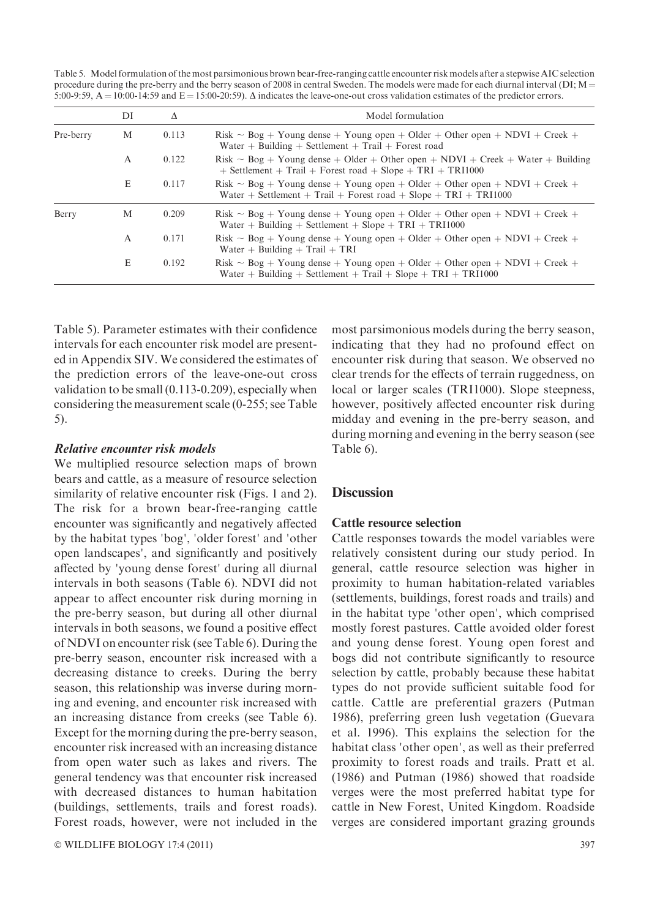Table 5. Model formulation of the most parsimonious brown bear-free-ranging cattle encounter risk models after a stepwise AIC selection procedure during the pre-berry and the berry season of 2008 in central Sweden. The models were made for each diurnal interval (DI; M = 5:00-9:59, A = 10:00-14:59 and E = 15:00-20:59). Δ indicates the leave-one-out cross validation estimates of the predictor errors.

| | DI | Δ | Model formulation |
|---|---|---|---|
| Pre-berry | M | 0.113 | Risk ~ Bog + Young dense + Young open + Older + Other open + NDVI + Creek + Water + Building + Settlement + Trail + Forest road |
| | A | 0.122 | Risk ~ Bog + Young dense + Older + Other open + NDVI + Creek + Water + Building + Settlement + Trail + Forest road + Slope + TRI + TRI1000 |
| | E | 0.117 | Risk ~ Bog + Young dense + Young open + Older + Other open + NDVI + Creek + Water + Settlement + Trail + Forest road + Slope + TRI + TRI1000 |
| Berry | M | 0.209 | Risk ~ Bog + Young dense + Young open + Older + Other open + NDVI + Creek + Water + Building + Settlement + Slope + TRI + TRI1000 |
| | A | 0.171 | Risk ~ Bog + Young dense + Young open + Older + Other open + NDVI + Creek + Water + Building + Trail + TRI |
| | E | 0.192 | Risk ~ Bog + Young dense + Young open + Older + Other open + NDVI + Creek + Water + Building + Settlement + Trail + Slope + TRI + TRI1000 |

Table 5). Parameter estimates with their confidence intervals for each encounter risk model are presented in Appendix SIV. We considered the estimates of the prediction errors of the leave-one-out cross validation to be small (0.113-0.209), especially when considering the measurement scale (0-255; see Table 5).

### *Relative encounter risk models*

We multiplied resource selection maps of brown bears and cattle, as a measure of resource selection similarity of relative encounter risk (Figs. 1 and 2). The risk for a brown bear-free-ranging cattle encounter was significantly and negatively affected by the habitat types 'bog', 'older forest' and 'other open landscapes', and significantly and positively affected by 'young dense forest' during all diurnal intervals in both seasons (Table 6). NDVI did not appear to affect encounter risk during morning in the pre-berry season, but during all other diurnal intervals in both seasons, we found a positive effect of NDVI on encounter risk (see Table 6). During the pre-berry season, encounter risk increased with a decreasing distance to creeks. During the berry season, this relationship was inverse during morning and evening, and encounter risk increased with an increasing distance from creeks (see Table 6). Except for the morning during the pre-berry season, encounter risk increased with an increasing distance from open water such as lakes and rivers. The general tendency was that encounter risk increased with decreased distances to human habitation (buildings, settlements, trails and forest roads). Forest roads, however, were not included in the most parsimonious models during the berry season, indicating that they had no profound effect on encounter risk during that season. We observed no clear trends for the effects of terrain ruggedness, on local or larger scales (TRI1000). Slope steepness, however, positively affected encounter risk during midday and evening in the pre-berry season, and during morning and evening in the berry season (see Table 6).

## Discussion

### Cattle resource selection

Cattle responses towards the model variables were relatively consistent during our study period. In general, cattle resource selection was higher in proximity to human habitation-related variables (settlements, buildings, forest roads and trails) and in the habitat type 'other open', which comprised mostly forest pastures. Cattle avoided older forest and young dense forest. Young open forest and bogs did not contribute significantly to resource selection by cattle, probably because these habitat types do not provide sufficient suitable food for cattle. Cattle are preferential grazers (Putman 1986), preferring green lush vegetation (Guevara et al. 1996). This explains the selection for the habitat class 'other open', as well as their preferred proximity to forest roads and trails. Pratt et al. (1986) and Putman (1986) showed that roadside verges were the most preferred habitat type for cattle in New Forest, United Kingdom. Roadside verges are considered important grazing grounds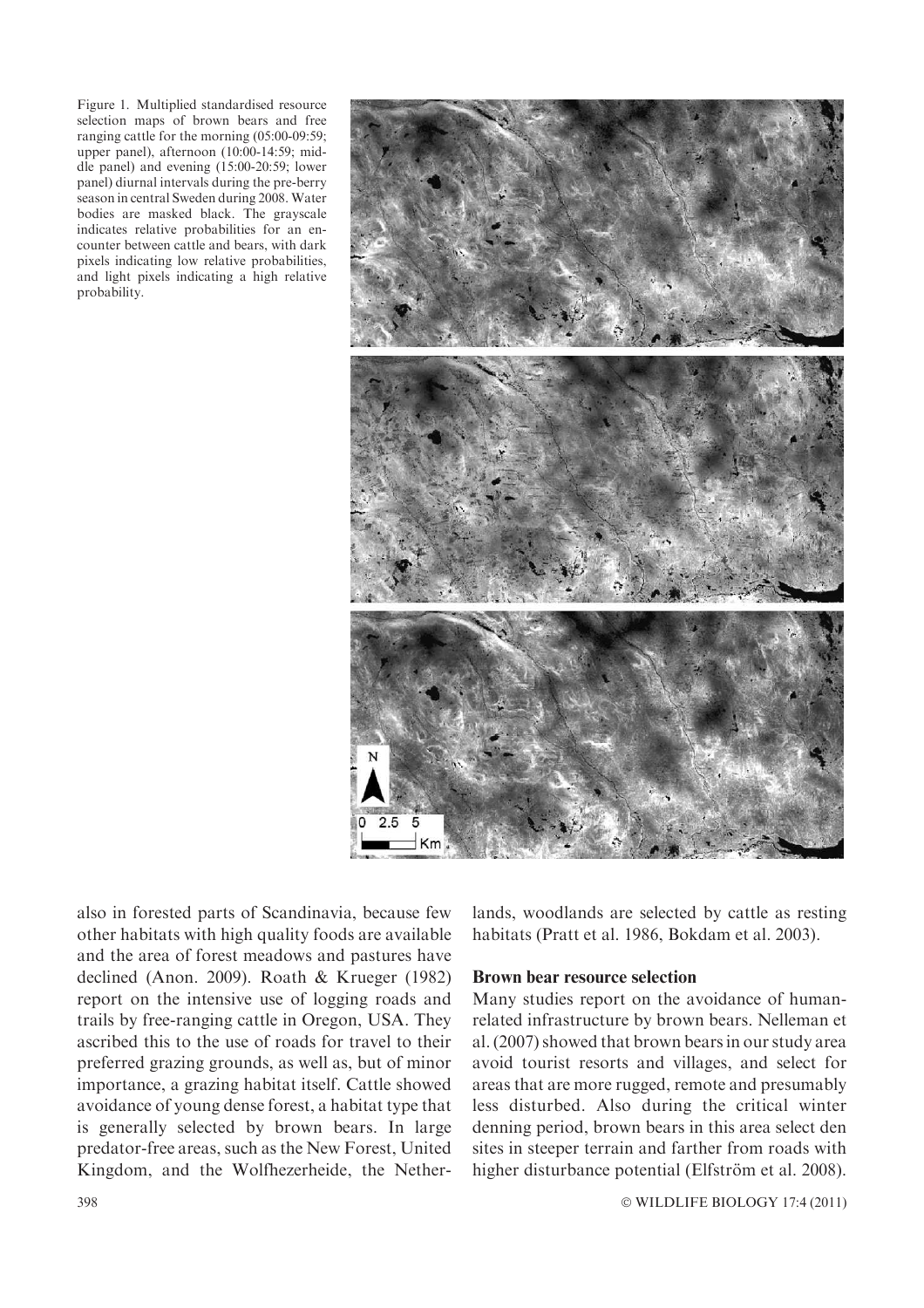Figure 1. Multiplied standardised resource selection maps of brown bears and free ranging cattle for the morning (05:00-09:59; upper panel), afternoon (10:00-14:59; middle panel) and evening (15:00-20:59; lower panel) diurnal intervals during the pre-berry season in central Sweden during 2008. Water bodies are masked black. The grayscale indicates relative probabilities for an encounter between cattle and bears, with dark pixels indicating low relative probabilities, and light pixels indicating a high relative probability.

also in forested parts of Scandinavia, because few other habitats with high quality foods are available and the area of forest meadows and pastures have declined (Anon. 2009). Roath & Krueger (1982) report on the intensive use of logging roads and trails by free-ranging cattle in Oregon, USA. They ascribed this to the use of roads for travel to their preferred grazing grounds, as well as, but of minor importance, a grazing habitat itself. Cattle showed avoidance of young dense forest, a habitat type that is generally selected by brown bears. In large predator-free areas, such as the New Forest, United Kingdom, and the Wolfhezerheide, the Netherlands, woodlands are selected by cattle as resting habitats (Pratt et al. 1986, Bokdam et al. 2003).

### Brown bear resource selection

Many studies report on the avoidance of human-related infrastructure by brown bears. Nelleman et al. (2007) showed that brown bears in our study area avoid tourist resorts and villages, and select for areas that are more rugged, remote and presumably less disturbed. Also during the critical winter denning period, brown bears in this area select den sites in steeper terrain and farther from roads with higher disturbance potential (Elfström et al. 2008).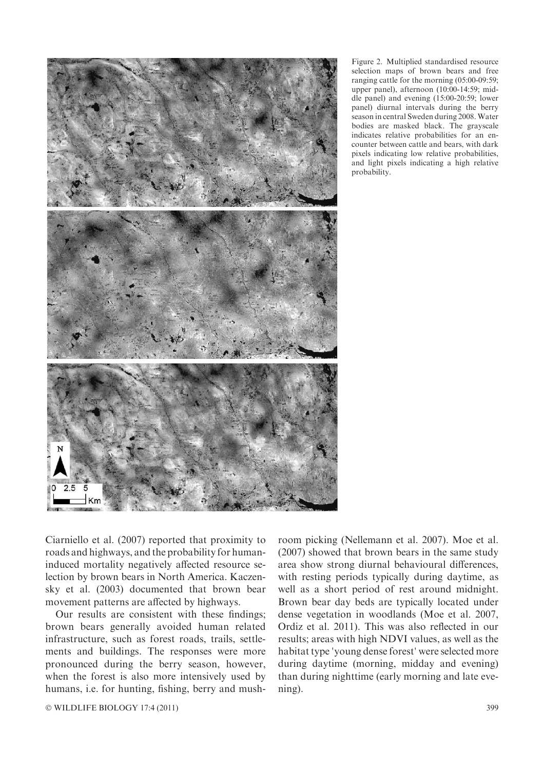Figure 2. Multiplied standardised resource selection maps of brown bears and free ranging cattle for the morning (05:00-09:59; upper panel), afternoon (10:00-14:59; middle panel) and evening (15:00-20:59; lower panel) diurnal intervals during the berry season in central Sweden during 2008. Water bodies are masked black. The grayscale indicates relative probabilities for an encounter between cattle and bears, with dark pixels indicating low relative probabilities, and light pixels indicating a high relative probability.

Ciarniello et al. (2007) reported that proximity to roads and highways, and the probability for human-induced mortality negatively affected resource selection by brown bears in North America. Kaczensky et al. (2003) documented that brown bear movement patterns are affected by highways.

Our results are consistent with these findings; brown bears generally avoided human related infrastructure, such as forest roads, trails, settlements and buildings. The responses were more pronounced during the berry season, however, when the forest is also more intensively used by humans, i.e. for hunting, fishing, berry and mushroom picking (Nellemann et al. 2007). Moe et al. (2007) showed that brown bears in the same study area show strong diurnal behavioural differences, with resting periods typically during daytime, as well as a short period of rest around midnight. Brown bear day beds are typically located under dense vegetation in woodlands (Moe et al. 2007, Ordiz et al. 2011). This was also reflected in our results; areas with high NDVI values, as well as the habitat type 'young dense forest' were selected more during daytime (morning, midday and evening) than during nighttime (early morning and late evening).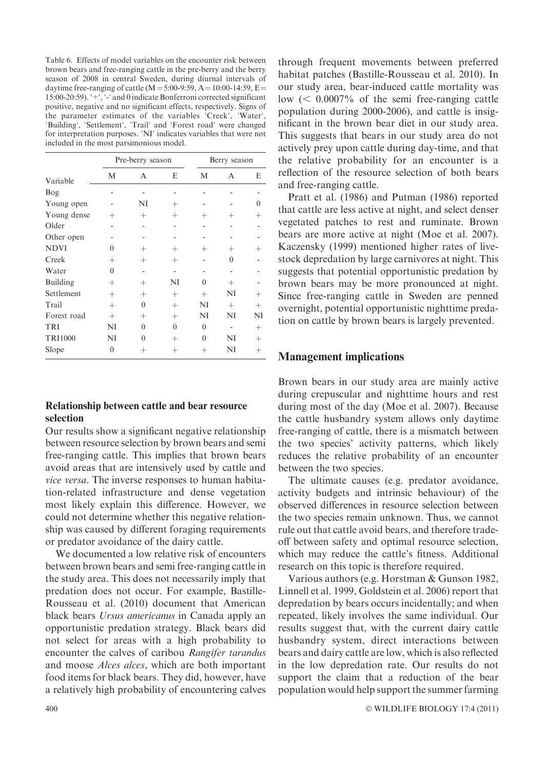Table 6. Effects of model variables on the encounter risk between brown bears and free-ranging cattle in the pre-berry and the berry season of 2008 in central Sweden, during diurnal intervals of daytime free-ranging of cattle (M = 5:00-9:59, A = 10:00-14:59, E = 15:00-20:59). '+', '-' and 0 indicate Bonferroni corrected significant positive, negative and no significant effects, respectively. Signs of the parameter estimates of the variables 'Creek', 'Water', 'Building', 'Settlement', 'Trail' and 'Forest road' were changed for interpretation purposes. 'NI' indicates variables that were not included in the most parsimonious model.

| | Pre-berry season | | | Berry season | | |
|---|---|---|---|---|---|---|
| Variable | M | A | E | M | A | E |
| Bog | - | - | - | - | - | - |
| Young open | - | NI | + | - | - | 0 |
| Young dense | + | + | + | + | + | + |
| Older | - | - | - | - | - | - |
| Other open | - | - | - | - | - | - |
| NDVI | 0 | + | + | + | + | + |
| Creek | + | + | + | - | 0 | - |
| Water | 0 | - | - | - | - | - |
| Building | + | + | NI | 0 | + | - |
| Settlement | + | + | + | + | NI | + |
| Trail | + | 0 | + | NI | + | + |
| Forest road | + | + | + | NI | NI | NI |
| TRI | NI | 0 | 0 | 0 | - | + |
| TRI1000 | NI | 0 | + | 0 | NI | + |
| Slope | 0 | + | + | + | NI | + |

### Relationship between cattle and bear resource selection

Our results show a significant negative relationship between resource selection by brown bears and semi free-ranging cattle. This implies that brown bears avoid areas that are intensively used by cattle and *vice versa*. The inverse responses to human habitation-related infrastructure and dense vegetation most likely explain this difference. However, we could not determine whether this negative relationship was caused by different foraging requirements or predator avoidance of the dairy cattle.

We documented a low relative risk of encounters between brown bears and semi free-ranging cattle in the study area. This does not necessarily imply that predation does not occur. For example, Bastille-Rousseau et al. (2010) document that American black bears *Ursus americanus* in Canada apply an opportunistic predation strategy. Black bears did not select for areas with a high probability to encounter the calves of caribou *Rangifer tarandus* and moose *Alces alces*, which are both important food items for black bears. They did, however, have a relatively high probability of encountering calves through frequent movements between preferred habitat patches (Bastille-Rousseau et al. 2010). In our study area, bear-induced cattle mortality was low (< 0.0007% of the semi free-ranging cattle population during 2000-2006), and cattle is insignificant in the brown bear diet in our study area. This suggests that bears in our study area do not actively prey upon cattle during day-time, and that the relative probability for an encounter is a reflection of the resource selection of both bears and free-ranging cattle.

Pratt et al. (1986) and Putman (1986) reported that cattle are less active at night, and select denser vegetated patches to rest and ruminate. Brown bears are more active at night (Moe et al. 2007). Kaczensky (1999) mentioned higher rates of livestock depredation by large carnivores at night. This suggests that potential opportunistic predation by brown bears may be more pronounced at night. Since free-ranging cattle in Sweden are penned overnight, potential opportunistic nighttime predation on cattle by brown bears is largely prevented.

## Management implications

Brown bears in our study area are mainly active during crepuscular and nighttime hours and rest during most of the day (Moe et al. 2007). Because the cattle husbandry system allows only daytime free-ranging of cattle, there is a mismatch between the two species' activity patterns, which likely reduces the relative probability of an encounter between the two species.

The ultimate causes (e.g. predator avoidance, activity budgets and intrinsic behaviour) of the observed differences in resource selection between the two species remain unknown. Thus, we cannot rule out that cattle avoid bears, and therefore trade-off between safety and optimal resource selection, which may reduce the cattle's fitness. Additional research on this topic is therefore required.

Various authors (e.g. Horstman & Gunson 1982, Linnell et al. 1999, Goldstein et al. 2006) report that depredation by bears occurs incidentally; and when repeated, likely involves the same individual. Our results suggest that, with the current dairy cattle husbandry system, direct interactions between bears and dairy cattle are low, which is also reflected in the low depredation rate. Our results do not support the claim that a reduction of the bear population would help support the summer farming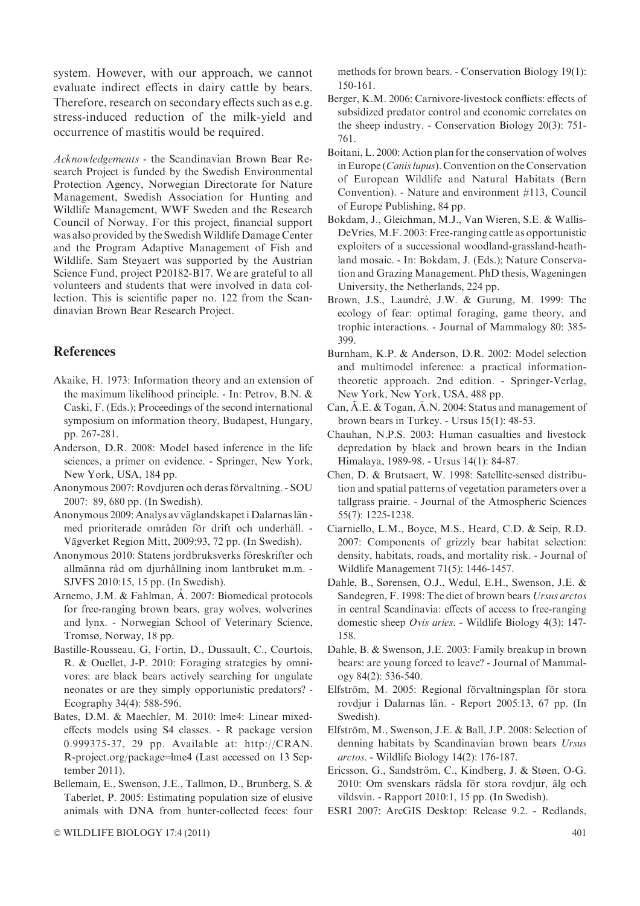system. However, with our approach, we cannot evaluate indirect effects in dairy cattle by bears. Therefore, research on secondary effects such as e.g. stress-induced reduction of the milk-yield and occurrence of mastitis would be required.

*Acknowledgements* - the Scandinavian Brown Bear Research Project is funded by the Swedish Environmental Protection Agency, Norwegian Directorate for Nature Management, Swedish Association for Hunting and Wildlife Management, WWF Sweden and the Research Council of Norway. For this project, financial support was also provided by the Swedish Wildlife Damage Center and the Program Adaptive Management of Fish and Wildlife. Sam Steyaert was supported by the Austrian Science Fund, project P20182-B17. We are grateful to all volunteers and students that were involved in data collection. This is scientific paper no. 122 from the Scandinavian Brown Bear Research Project.

## References

Akaike, H. 1973: Information theory and an extension of the maximum likelihood principle. - In: Petrov, B.N. & Caski, F. (Eds.); Proceedings of the second international symposium on information theory, Budapest, Hungary, pp. 267-281.

Anderson, D.R. 2008: Model based inference in the life sciences, a primer on evidence. - Springer, New York, New York, USA, 184 pp.

Anonymous 2007: Rovdjuren och deras förvaltning. - SOU 2007: 89, 680 pp. (In Swedish).

Anonymous 2009: Analys av väglandskapet i Dalarnas län - med prioriterade områden för drift och underhåll. - Vägverket Region Mitt, 2009:93, 72 pp. (In Swedish).

Anonymous 2010: Statens jordbruksverks föreskrifter och allmänna råd om djurhållning inom lantbruket m.m. - SJVFS 2010:15, 15 pp. (In Swedish).

Arnemo, J.M. & Fahlman, Å. 2007: Biomedical protocols for free-ranging brown bears, gray wolves, wolverines and lynx. - Norwegian School of Veterinary Science, Tromsø, Norway, 18 pp.

Bastille-Rousseau, G, Fortin, D., Dussault, C., Courtois, R. & Ouellet, J-P. 2010: Foraging strategies by omnivores: are black bears actively searching for ungulate neonates or are they simply opportunistic predators? - Ecography 34(4): 588-596.

Bates, D.M. & Maechler, M. 2010: lme4: Linear mixed-effects models using S4 classes. - R package version 0.999375-37, 29 pp. Available at: http://CRAN.R-project.org/package=lme4 (Last accessed on 13 September 2011).

Bellemain, E., Swenson, J.E., Tallmon, D., Brunberg, S. & Taberlet, P. 2005: Estimating population size of elusive animals with DNA from hunter-collected feces: four methods for brown bears. - Conservation Biology 19(1): 150-161.

Berger, K.M. 2006: Carnivore-livestock conflicts: effects of subsidized predator control and economic correlates on the sheep industry. - Conservation Biology 20(3): 751-761.

Boitani, L. 2000: Action plan for the conservation of wolves in Europe (*Canis lupus*). Convention on the Conservation of European Wildlife and Natural Habitats (Bern Convention). - Nature and environment #113, Council of Europe Publishing, 84 pp.

Bokdam, J., Gleichman, M.J., Van Wieren, S.E. & Wallis-DeVries, M.F. 2003: Free-ranging cattle as opportunistic exploiters of a successional woodland-grassland-heathland mosaic. - In: Bokdam, J. (Eds.); Nature Conservation and Grazing Management. PhD thesis, Wageningen University, the Netherlands, 224 pp.

Brown, J.S., Laundré, J.W. & Gurung, M. 1999: The ecology of fear: optimal foraging, game theory, and trophic interactions. - Journal of Mammalogy 80: 385-399.

Burnham, K.P. & Anderson, D.R. 2002: Model selection and multimodel inference: a practical information-theoretic approach. 2nd edition. - Springer-Verlag, New York, New York, USA, 488 pp.

Can, Ã.E. & Togan, Ä.N. 2004: Status and management of brown bears in Turkey. - Ursus 15(1): 48-53.

Chauhan, N.P.S. 2003: Human casualties and livestock depredation by black and brown bears in the Indian Himalaya, 1989-98. - Ursus 14(1): 84-87.

Chen, D. & Brutsaert, W. 1998: Satellite-sensed distribution and spatial patterns of vegetation parameters over a tallgrass prairie. - Journal of the Atmospheric Sciences 55(7): 1225-1238.

Ciarniello, L.M., Boyce, M.S., Heard, C.D. & Seip, R.D. 2007: Components of grizzly bear habitat selection: density, habitats, roads, and mortality risk. - Journal of Wildlife Management 71(5): 1446-1457.

Dahle, B., Sørensen, O.J., Wedul, E.H., Swenson, J.E. & Sandegren, F. 1998: The diet of brown bears *Ursus arctos* in central Scandinavia: effects of access to free-ranging domestic sheep *Ovis aries*. - Wildlife Biology 4(3): 147-158.

Dahle, B. & Swenson, J.E. 2003: Family breakup in brown bears: are young forced to leave? - Journal of Mammalogy 84(2): 536-540.

Elfström, M. 2005: Regional förvaltningsplan för stora rovdjur i Dalarnas län. - Report 2005:13, 67 pp. (In Swedish).

Elfström, M., Swenson, J.E. & Ball, J.P. 2008: Selection of denning habitats by Scandinavian brown bears *Ursus arctos*. - Wildlife Biology 14(2): 176-187.

Ericsson, G., Sandström, C., Kindberg, J. & Støen, O-G. 2010: Om svenskars rädsla för stora rovdjur, älg och vildsvin. - Rapport 2010:1, 15 pp. (In Swedish).

ESRI 2007: ArcGIS Desktop: Release 9.2. - Redlands,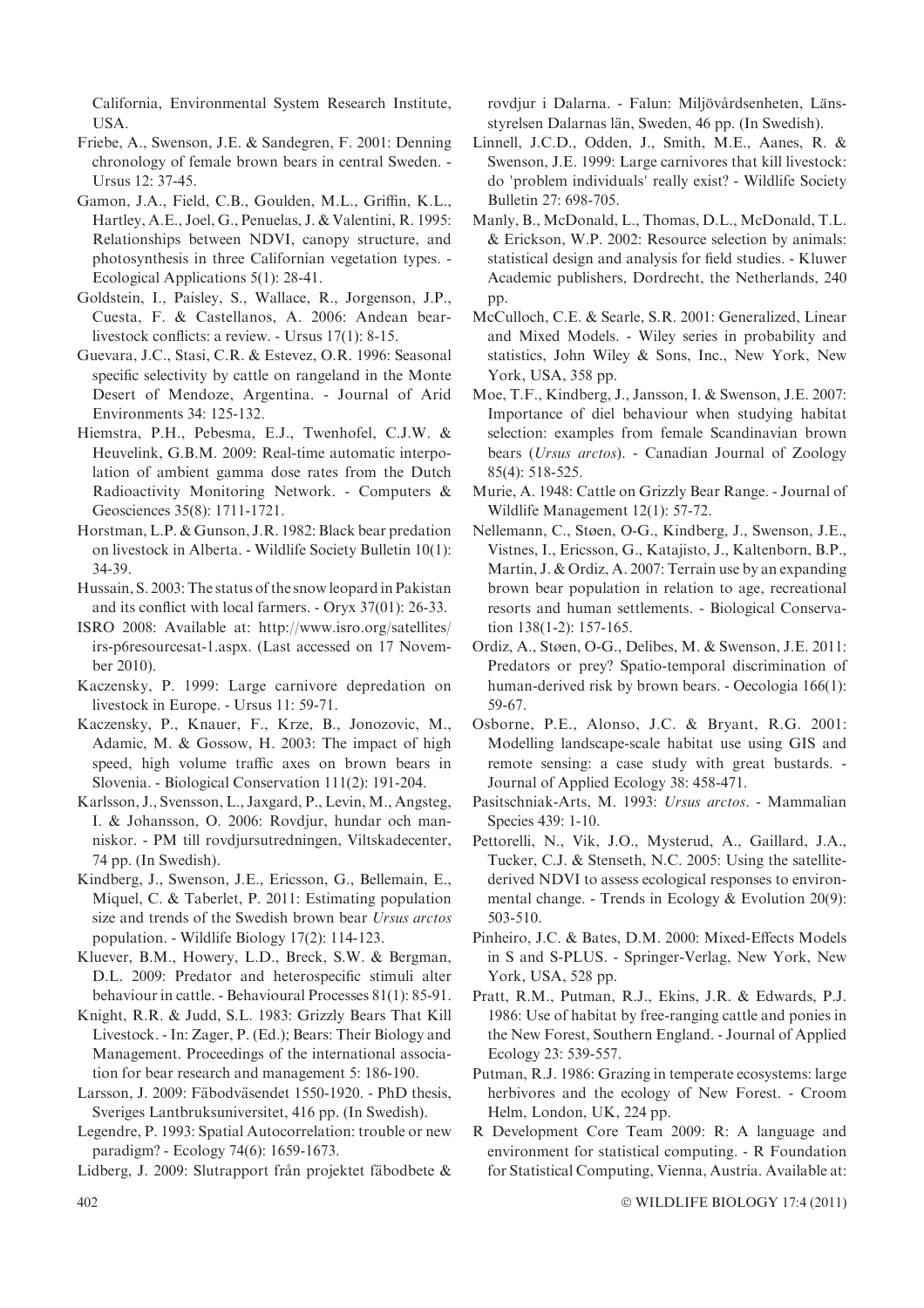California, Environmental System Research Institute, USA.

Friebe, A., Swenson, J.E. & Sandegren, F. 2001: Denning chronology of female brown bears in central Sweden. - Ursus 12: 37-45.

Gamon, J.A., Field, C.B., Goulden, M.L., Griffin, K.L., Hartley, A.E., Joel, G., Penuelas, J. & Valentini, R. 1995: Relationships between NDVI, canopy structure, and photosynthesis in three Californian vegetation types. - Ecological Applications 5(1): 28-41.

Goldstein, I., Paisley, S., Wallace, R., Jorgenson, J.P., Cuesta, F. & Castellanos, A. 2006: Andean bear-livestock conflicts: a review. - Ursus 17(1): 8-15.

Guevara, J.C., Stasi, C.R. & Estevez, O.R. 1996: Seasonal specific selectivity by cattle on rangeland in the Monte Desert of Mendoze, Argentina. - Journal of Arid Environments 34: 125-132.

Hiemstra, P.H., Pebesma, E.J., Twenhofel, C.J.W. & Heuvelink, G.B.M. 2009: Real-time automatic interpolation of ambient gamma dose rates from the Dutch Radioactivity Monitoring Network. - Computers & Geosciences 35(8): 1711-1721.

Horstman, L.P. & Gunson, J.R. 1982: Black bear predation on livestock in Alberta. - Wildlife Society Bulletin 10(1): 34-39.

Hussain, S. 2003: The status of the snow leopard in Pakistan and its conflict with local farmers. - Oryx 37(01): 26-33.

ISRO 2008: Available at: http://www.isro.org/satellites/irs-p6resourcesat-1.aspx. (Last accessed on 17 November 2010).

Kaczensky, P. 1999: Large carnivore depredation on livestock in Europe. - Ursus 11: 59-71.

Kaczensky, P., Knauer, F., Krze, B., Jonozovic, M., Adamic, M. & Gossow, H. 2003: The impact of high speed, high volume traffic axes on brown bears in Slovenia. - Biological Conservation 111(2): 191-204.

Karlsson, J., Svensson, L., Jaxgard, P., Levin, M., Angsteg, I. & Johansson, O. 2006: Rovdjur, hundar och manniskor. - PM till rovdjursutredningen, Viltskadecenter, 74 pp. (In Swedish).

Kindberg, J., Swenson, J.E., Ericsson, G., Bellemain, E., Miquel, C. & Taberlet, P. 2011: Estimating population size and trends of the Swedish brown bear *Ursus arctos* population. - Wildlife Biology 17(2): 114-123.

Kluever, B.M., Howery, L.D., Breck, S.W. & Bergman, D.L. 2009: Predator and heterospecific stimuli alter behaviour in cattle. - Behavioural Processes 81(1): 85-91.

Knight, R.R. & Judd, S.L. 1983: Grizzly Bears That Kill Livestock. - In: Zager, P. (Ed.); Bears: Their Biology and Management. Proceedings of the international association for bear research and management 5: 186-190.

Larsson, J. 2009: Fäbodväsendet 1550-1920. - PhD thesis, Sveriges Lantbruksuniversitet, 416 pp. (In Swedish).

Legendre, P. 1993: Spatial Autocorrelation: trouble or new paradigm? - Ecology 74(6): 1659-1673.

Lidberg, J. 2009: Slutrapport från projektet fäbodbete & rovdjur i Dalarna. - Falun: Miljövårdsenheten, Länsstyrelsen Dalarnas län, Sweden, 46 pp. (In Swedish).

Linnell, J.C.D., Odden, J., Smith, M.E., Aanes, R. & Swenson, J.E. 1999: Large carnivores that kill livestock: do 'problem individuals' really exist? - Wildlife Society Bulletin 27: 698-705.

Manly, B., McDonald, L., Thomas, D.L., McDonald, T.L. & Erickson, W.P. 2002: Resource selection by animals: statistical design and analysis for field studies. - Kluwer Academic publishers, Dordrecht, the Netherlands, 240 pp.

McCulloch, C.E. & Searle, S.R. 2001: Generalized, Linear and Mixed Models. - Wiley series in probability and statistics, John Wiley & Sons, Inc., New York, New York, USA, 358 pp.

Moe, T.F., Kindberg, J., Jansson, I. & Swenson, J.E. 2007: Importance of diel behaviour when studying habitat selection: examples from female Scandinavian brown bears (*Ursus arctos*). - Canadian Journal of Zoology 85(4): 518-525.

Murie, A. 1948: Cattle on Grizzly Bear Range. - Journal of Wildlife Management 12(1): 57-72.

Nellemann, C., Støen, O-G., Kindberg, J., Swenson, J.E., Vistnes, I., Ericsson, G., Katajisto, J., Kaltenborn, B.P., Martin, J. & Ordiz, A. 2007: Terrain use by an expanding brown bear population in relation to age, recreational resorts and human settlements. - Biological Conservation 138(1-2): 157-165.

Ordiz, A., Støen, O-G., Delibes, M. & Swenson, J.E. 2011: Predators or prey? Spatio-temporal discrimination of human-derived risk by brown bears. - Oecologia 166(1): 59-67.

Osborne, P.E., Alonso, J.C. & Bryant, R.G. 2001: Modelling landscape-scale habitat use using GIS and remote sensing: a case study with great bustards. - Journal of Applied Ecology 38: 458-471.

Pasitschniak-Arts, M. 1993: *Ursus arctos*. - Mammalian Species 439: 1-10.

Pettorelli, N., Vik, J.O., Mysterud, A., Gaillard, J.A., Tucker, C.J. & Stenseth, N.C. 2005: Using the satellite-derived NDVI to assess ecological responses to environmental change. - Trends in Ecology & Evolution 20(9): 503-510.

Pinheiro, J.C. & Bates, D.M. 2000: Mixed-Effects Models in S and S-PLUS. - Springer-Verlag, New York, New York, USA, 528 pp.

Pratt, R.M., Putman, R.J., Ekins, J.R. & Edwards, P.J. 1986: Use of habitat by free-ranging cattle and ponies in the New Forest, Southern England. - Journal of Applied Ecology 23: 539-557.

Putman, R.J. 1986: Grazing in temperate ecosystems: large herbivores and the ecology of New Forest. - Croom Helm, London, UK, 224 pp.

R Development Core Team 2009: R: A language and environment for statistical computing. - R Foundation for Statistical Computing, Vienna, Austria. Available at: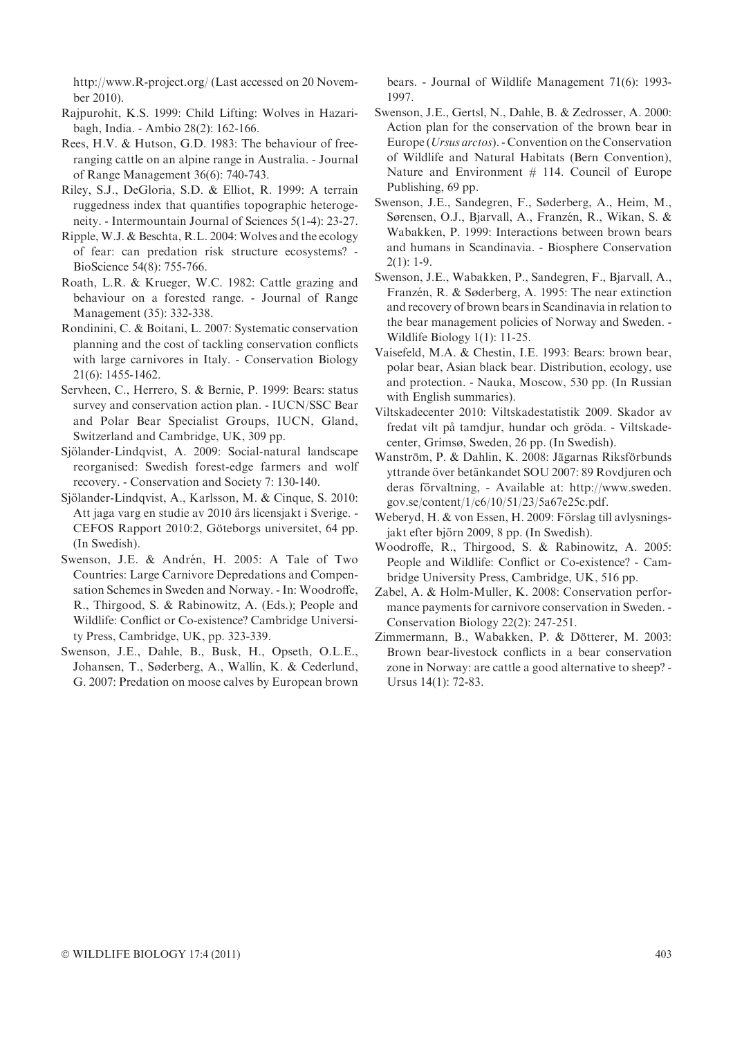http://www.R-project.org/ (Last accessed on 20 November 2010).

Rajpurohit, K.S. 1999: Child Lifting: Wolves in Hazaribagh, India. - Ambio 28(2): 162-166.

Rees, H.V. & Hutson, G.D. 1983: The behaviour of free-ranging cattle on an alpine range in Australia. - Journal of Range Management 36(6): 740-743.

Riley, S.J., DeGloria, S.D. & Elliot, R. 1999: A terrain ruggedness index that quantifies topographic heterogeneity. - Intermountain Journal of Sciences 5(1-4): 23-27.

Ripple, W.J. & Beschta, R.L. 2004: Wolves and the ecology of fear: can predation risk structure ecosystems? - BioScience 54(8): 755-766.

Roath, L.R. & Krueger, W.C. 1982: Cattle grazing and behaviour on a forested range. - Journal of Range Management (35): 332-338.

Rondinini, C. & Boitani, L. 2007: Systematic conservation planning and the cost of tackling conservation conflicts with large carnivores in Italy. - Conservation Biology 21(6): 1455-1462.

Servheen, C., Herrero, S. & Bernie, P. 1999: Bears: status survey and conservation action plan. - IUCN/SSC Bear and Polar Bear Specialist Groups, IUCN, Gland, Switzerland and Cambridge, UK, 309 pp.

Sjölander-Lindqvist, A. 2009: Social-natural landscape reorganised: Swedish forest-edge farmers and wolf recovery. - Conservation and Society 7: 130-140.

Sjölander-Lindqvist, A., Karlsson, M. & Cinque, S. 2010: Att jaga varg en studie av 2010 års licensjakt i Sverige. - CEFOS Rapport 2010:2, Göteborgs universitet, 64 pp. (In Swedish).

Swenson, J.E. & Andrén, H. 2005: A Tale of Two Countries: Large Carnivore Depredations and Compensation Schemes in Sweden and Norway. - In: Woodroffe, R., Thirgood, S. & Rabinowitz, A. (Eds.); People and Wildlife: Conflict or Co-existence? Cambridge University Press, Cambridge, UK, pp. 323-339.

Swenson, J.E., Dahle, B., Busk, H., Opseth, O.L.E., Johansen, T., Søderberg, A., Wallin, K. & Cederlund, G. 2007: Predation on moose calves by European brown bears. - Journal of Wildlife Management 71(6): 1993-1997.

Swenson, J.E., Gertsl, N., Dahle, B. & Zedrosser, A. 2000: Action plan for the conservation of the brown bear in Europe (*Ursus arctos*). - Convention on the Conservation of Wildlife and Natural Habitats (Bern Convention), Nature and Environment # 114. Council of Europe Publishing, 69 pp.

Swenson, J.E., Sandegren, F., Søderberg, A., Heim, M., Sørensen, O.J., Bjarvall, A., Franzén, R., Wikan, S. & Wabakken, P. 1999: Interactions between brown bears and humans in Scandinavia. - Biosphere Conservation 2(1): 1-9.

Swenson, J.E., Wabakken, P., Sandegren, F., Bjarvall, A., Franzén, R. & Søderberg, A. 1995: The near extinction and recovery of brown bears in Scandinavia in relation to the bear management policies of Norway and Sweden. - Wildlife Biology 1(1): 11-25.

Vaisefeld, M.A. & Chestin, I.E. 1993: Bears: brown bear, polar bear, Asian black bear. Distribution, ecology, use and protection. - Nauka, Moscow, 530 pp. (In Russian with English summaries).

Viltskadecenter 2010: Viltskadestatistik 2009. Skador av fredat vilt på tamdjur, hundar och gröda. - Viltskadecenter, Grimsø, Sweden, 26 pp. (In Swedish).

Wanström, P. & Dahlin, K. 2008: Jägarnas Riksförbunds yttrande över betänkandet SOU 2007: 89 Rovdjuren och deras förvaltning, - Available at: http://www.sweden.gov.se/content/1/c6/10/51/23/5a67e25c.pdf.

Weberyd, H. & von Essen, H. 2009: Förslag till avlysningsjakt efter björn 2009, 8 pp. (In Swedish).

Woodroffe, R., Thirgood, S. & Rabinowitz, A. 2005: People and Wildlife: Conflict or Co-existence? - Cambridge University Press, Cambridge, UK, 516 pp.

Zabel, A. & Holm-Muller, K. 2008: Conservation performance payments for carnivore conservation in Sweden. - Conservation Biology 22(2): 247-251.

Zimmermann, B., Wabakken, P. & Dötterer, M. 2003: Brown bear-livestock conflicts in a bear conservation zone in Norway: are cattle a good alternative to sheep? - Ursus 14(1): 72-83.